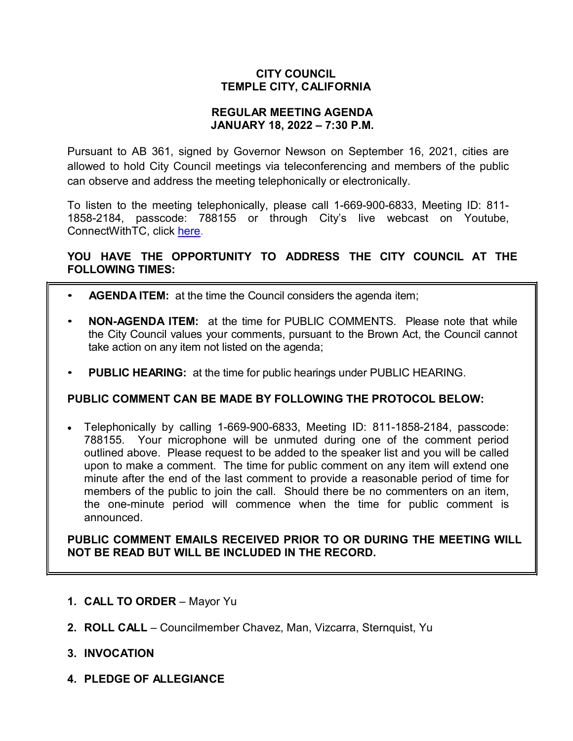**CITY COUNCIL**
**TEMPLE CITY, CALIFORNIA**

**REGULAR MEETING AGENDA**
**JANUARY 18, 2022 – 7:30 P.M.**

Pursuant to AB 361, signed by Governor Newson on September 16, 2021, cities are allowed to hold City Council meetings via teleconferencing and members of the public can observe and address the meeting telephonically or electronically.

To listen to the meeting telephonically, please call 1-669-900-6833, Meeting ID: 811-1858-2184, passcode: 788155 or through City's live webcast on Youtube, ConnectWithTC, click here.

**YOU HAVE THE OPPORTUNITY TO ADDRESS THE CITY COUNCIL AT THE FOLLOWING TIMES:**

- **AGENDA ITEM:** at the time the Council considers the agenda item;
- **NON-AGENDA ITEM:** at the time for PUBLIC COMMENTS. Please note that while the City Council values your comments, pursuant to the Brown Act, the Council cannot take action on any item not listed on the agenda;
- **PUBLIC HEARING:** at the time for public hearings under PUBLIC HEARING.

**PUBLIC COMMENT CAN BE MADE BY FOLLOWING THE PROTOCOL BELOW:**

- Telephonically by calling 1-669-900-6833, Meeting ID: 811-1858-2184, passcode: 788155. Your microphone will be unmuted during one of the comment period outlined above. Please request to be added to the speaker list and you will be called upon to make a comment. The time for public comment on any item will extend one minute after the end of the last comment to provide a reasonable period of time for members of the public to join the call. Should there be no commenters on an item, the one-minute period will commence when the time for public comment is announced.

**PUBLIC COMMENT EMAILS RECEIVED PRIOR TO OR DURING THE MEETING WILL NOT BE READ BUT WILL BE INCLUDED IN THE RECORD.**

1. **CALL TO ORDER** – Mayor Yu
2. **ROLL CALL** – Councilmember Chavez, Man, Vizcarra, Sternquist, Yu
3. **INVOCATION**
4. **PLEDGE OF ALLEGIANCE**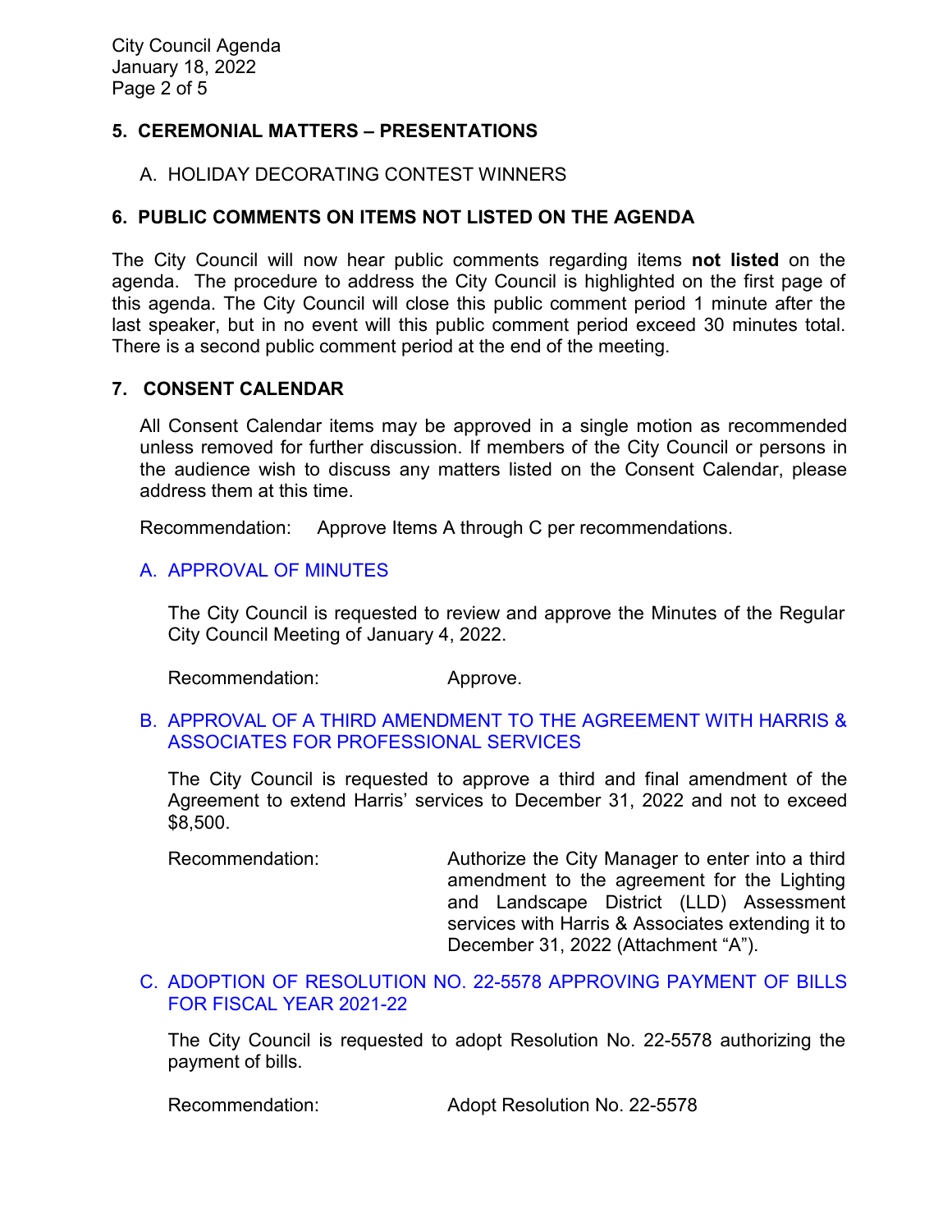## 5. CEREMONIAL MATTERS – PRESENTATIONS

A. HOLIDAY DECORATING CONTEST WINNERS

## 6. PUBLIC COMMENTS ON ITEMS NOT LISTED ON THE AGENDA

The City Council will now hear public comments regarding items **not listed** on the agenda. The procedure to address the City Council is highlighted on the first page of this agenda. The City Council will close this public comment period 1 minute after the last speaker, but in no event will this public comment period exceed 30 minutes total. There is a second public comment period at the end of the meeting.

## 7. CONSENT CALENDAR

All Consent Calendar items may be approved in a single motion as recommended unless removed for further discussion. If members of the City Council or persons in the audience wish to discuss any matters listed on the Consent Calendar, please address them at this time.

Recommendation: Approve Items A through C per recommendations.

### A. APPROVAL OF MINUTES

The City Council is requested to review and approve the Minutes of the Regular City Council Meeting of January 4, 2022.

Recommendation: Approve.

### B. APPROVAL OF A THIRD AMENDMENT TO THE AGREEMENT WITH HARRIS & ASSOCIATES FOR PROFESSIONAL SERVICES

The City Council is requested to approve a third and final amendment of the Agreement to extend Harris' services to December 31, 2022 and not to exceed $8,500.

Recommendation: Authorize the City Manager to enter into a third amendment to the agreement for the Lighting and Landscape District (LLD) Assessment services with Harris & Associates extending it to December 31, 2022 (Attachment "A").

### C. ADOPTION OF RESOLUTION NO. 22-5578 APPROVING PAYMENT OF BILLS FOR FISCAL YEAR 2021-22

The City Council is requested to adopt Resolution No. 22-5578 authorizing the payment of bills.

Recommendation: Adopt Resolution No. 22-5578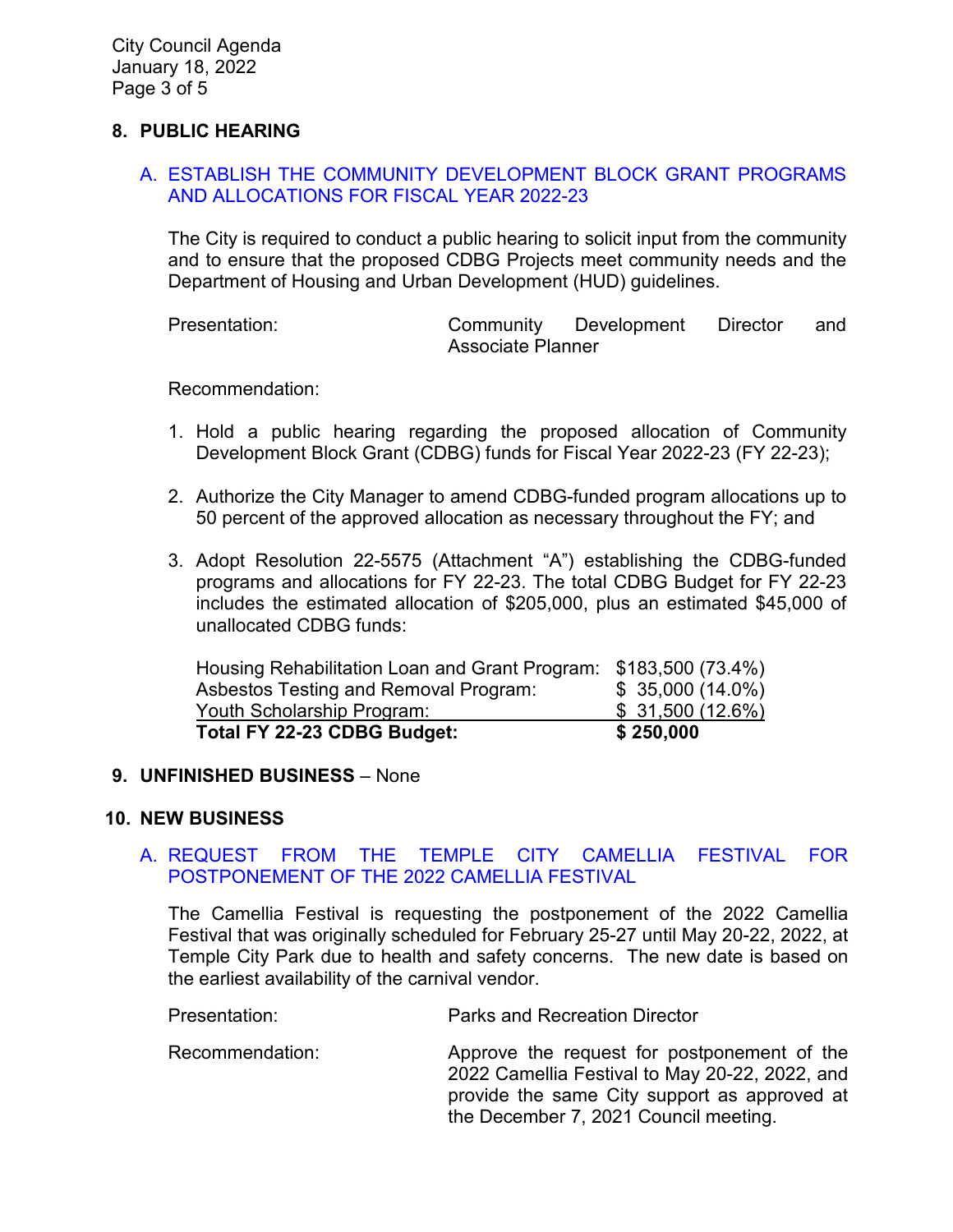## 8. PUBLIC HEARING

### A. ESTABLISH THE COMMUNITY DEVELOPMENT BLOCK GRANT PROGRAMS AND ALLOCATIONS FOR FISCAL YEAR 2022-23

The City is required to conduct a public hearing to solicit input from the community and to ensure that the proposed CDBG Projects meet community needs and the Department of Housing and Urban Development (HUD) guidelines.

Presentation: Community Development Director and Associate Planner

Recommendation:

1. Hold a public hearing regarding the proposed allocation of Community Development Block Grant (CDBG) funds for Fiscal Year 2022-23 (FY 22-23);

2. Authorize the City Manager to amend CDBG-funded program allocations up to 50 percent of the approved allocation as necessary throughout the FY; and

3. Adopt Resolution 22-5575 (Attachment "A") establishing the CDBG-funded programs and allocations for FY 22-23. The total CDBG Budget for FY 22-23 includes the estimated allocation of $205,000, plus an estimated $45,000 of unallocated CDBG funds:

| Program | Amount |
|---|---|
| Housing Rehabilitation Loan and Grant Program: | $183,500 (73.4%) |
| Asbestos Testing and Removal Program: | $ 35,000 (14.0%) |
| Youth Scholarship Program: | $ 31,500 (12.6%) |
| **Total FY 22-23 CDBG Budget:** | **$ 250,000** |

## 9. UNFINISHED BUSINESS – None

## 10. NEW BUSINESS

### A. REQUEST FROM THE TEMPLE CITY CAMELLIA FESTIVAL FOR POSTPONEMENT OF THE 2022 CAMELLIA FESTIVAL

The Camellia Festival is requesting the postponement of the 2022 Camellia Festival that was originally scheduled for February 25-27 until May 20-22, 2022, at Temple City Park due to health and safety concerns. The new date is based on the earliest availability of the carnival vendor.

Presentation: Parks and Recreation Director

Recommendation: Approve the request for postponement of the 2022 Camellia Festival to May 20-22, 2022, and provide the same City support as approved at the December 7, 2021 Council meeting.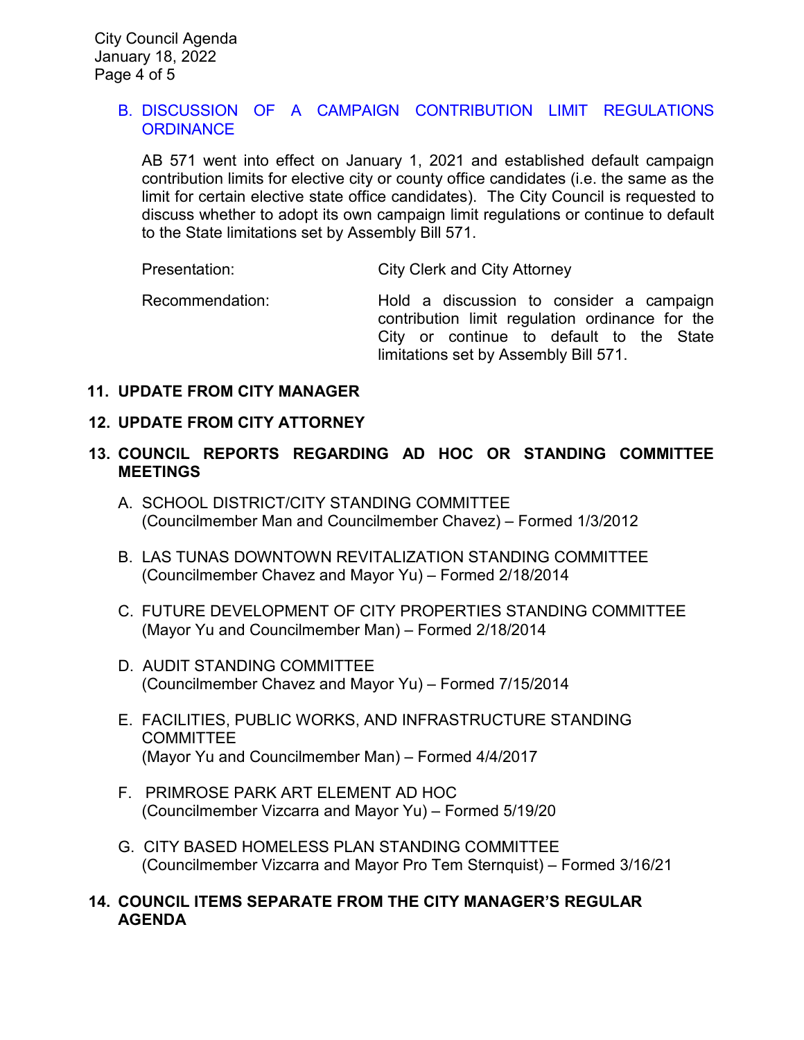### B. DISCUSSION OF A CAMPAIGN CONTRIBUTION LIMIT REGULATIONS ORDINANCE

AB 571 went into effect on January 1, 2021 and established default campaign contribution limits for elective city or county office candidates (i.e. the same as the limit for certain elective state office candidates). The City Council is requested to discuss whether to adopt its own campaign limit regulations or continue to default to the State limitations set by Assembly Bill 571.

Presentation: City Clerk and City Attorney

Recommendation: Hold a discussion to consider a campaign contribution limit regulation ordinance for the City or continue to default to the State limitations set by Assembly Bill 571.

## 11. UPDATE FROM CITY MANAGER

## 12. UPDATE FROM CITY ATTORNEY

## 13. COUNCIL REPORTS REGARDING AD HOC OR STANDING COMMITTEE MEETINGS

A. SCHOOL DISTRICT/CITY STANDING COMMITTEE
(Councilmember Man and Councilmember Chavez) – Formed 1/3/2012

B. LAS TUNAS DOWNTOWN REVITALIZATION STANDING COMMITTEE
(Councilmember Chavez and Mayor Yu) – Formed 2/18/2014

C. FUTURE DEVELOPMENT OF CITY PROPERTIES STANDING COMMITTEE
(Mayor Yu and Councilmember Man) – Formed 2/18/2014

D. AUDIT STANDING COMMITTEE
(Councilmember Chavez and Mayor Yu) – Formed 7/15/2014

E. FACILITIES, PUBLIC WORKS, AND INFRASTRUCTURE STANDING COMMITTEE
(Mayor Yu and Councilmember Man) – Formed 4/4/2017

F. PRIMROSE PARK ART ELEMENT AD HOC
(Councilmember Vizcarra and Mayor Yu) – Formed 5/19/20

G. CITY BASED HOMELESS PLAN STANDING COMMITTEE
(Councilmember Vizcarra and Mayor Pro Tem Sternquist) – Formed 3/16/21

## 14. COUNCIL ITEMS SEPARATE FROM THE CITY MANAGER'S REGULAR AGENDA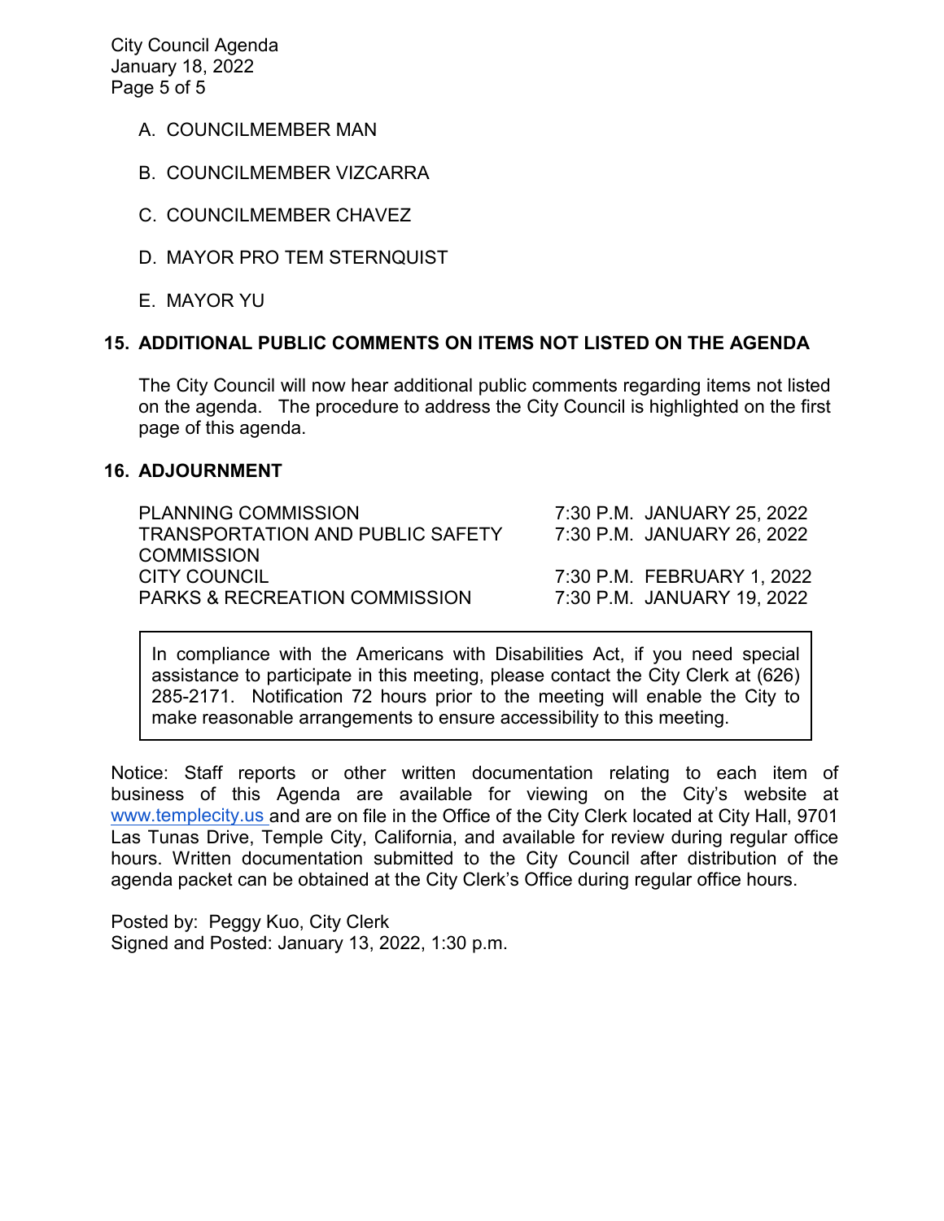A. COUNCILMEMBER MAN

B. COUNCILMEMBER VIZCARRA

C. COUNCILMEMBER CHAVEZ

D. MAYOR PRO TEM STERNQUIST

E. MAYOR YU

## 15. ADDITIONAL PUBLIC COMMENTS ON ITEMS NOT LISTED ON THE AGENDA

The City Council will now hear additional public comments regarding items not listed on the agenda. The procedure to address the City Council is highlighted on the first page of this agenda.

## 16. ADJOURNMENT

| | |
|---|---|
| PLANNING COMMISSION | 7:30 P.M. JANUARY 25, 2022 |
| TRANSPORTATION AND PUBLIC SAFETY COMMISSION | 7:30 P.M. JANUARY 26, 2022 |
| CITY COUNCIL | 7:30 P.M. FEBRUARY 1, 2022 |
| PARKS & RECREATION COMMISSION | 7:30 P.M. JANUARY 19, 2022 |

> In compliance with the Americans with Disabilities Act, if you need special assistance to participate in this meeting, please contact the City Clerk at (626) 285-2171. Notification 72 hours prior to the meeting will enable the City to make reasonable arrangements to ensure accessibility to this meeting.

Notice: Staff reports or other written documentation relating to each item of business of this Agenda are available for viewing on the City's website at www.templecity.us and are on file in the Office of the City Clerk located at City Hall, 9701 Las Tunas Drive, Temple City, California, and available for review during regular office hours. Written documentation submitted to the City Council after distribution of the agenda packet can be obtained at the City Clerk's Office during regular office hours.

Posted by: Peggy Kuo, City Clerk
Signed and Posted: January 13, 2022, 1:30 p.m.